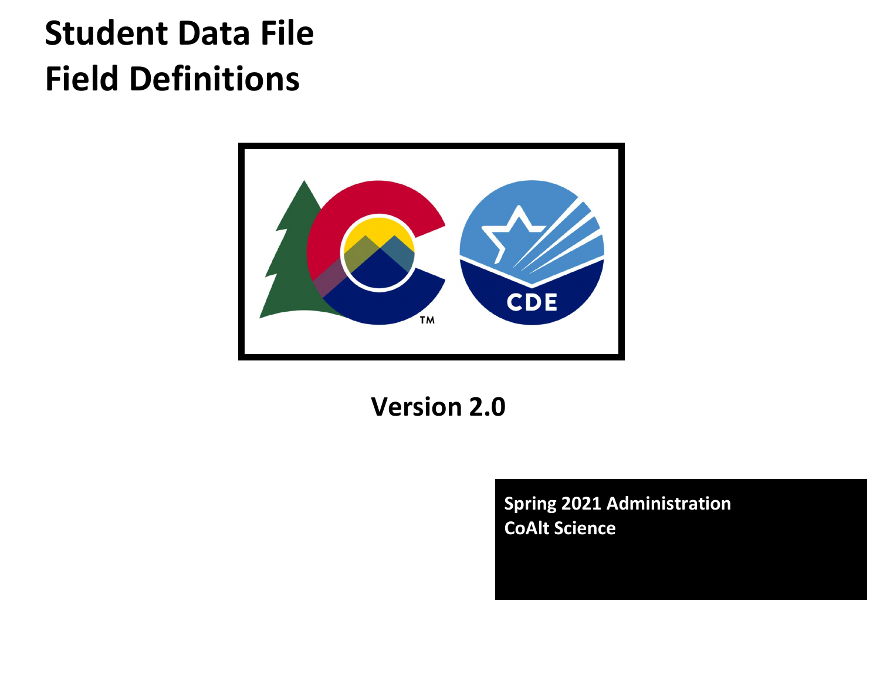# Student Data File Field Definitions

**Version 2.0**

**Spring 2021 Administration**
**CoAlt Science**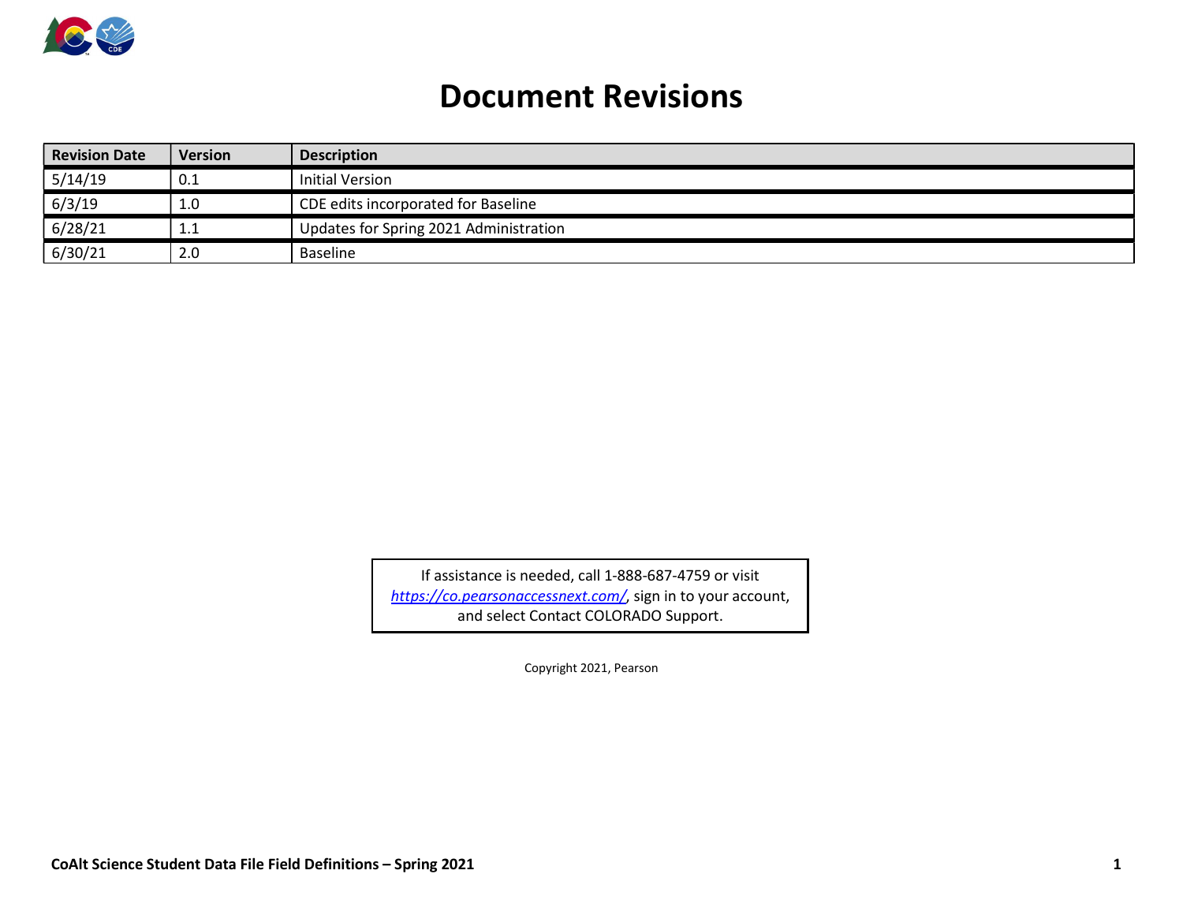# Document Revisions

| Revision Date | Version | Description |
|---|---|---|
| 5/14/19 | 0.1 | Initial Version |
| 6/3/19 | 1.0 | CDE edits incorporated for Baseline |
| 6/28/21 | 1.1 | Updates for Spring 2021 Administration |
| 6/30/21 | 2.0 | Baseline |

If assistance is needed, call 1-888-687-4759 or visit [https://co.pearsonaccessnext.com/](https://co.pearsonaccessnext.com/), sign in to your account, and select Contact COLORADO Support.

Copyright 2021, Pearson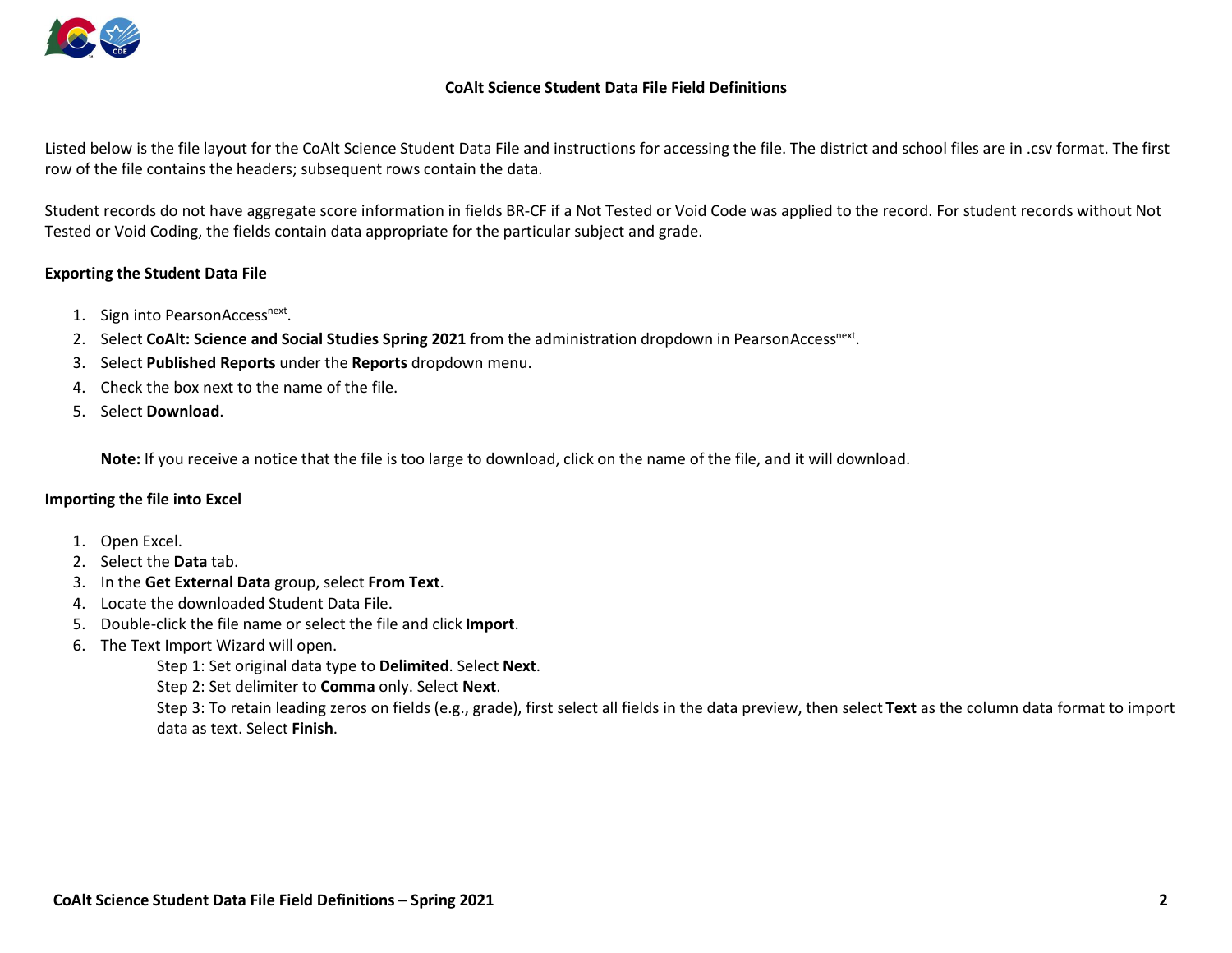# CoAlt Science Student Data File Field Definitions

Listed below is the file layout for the CoAlt Science Student Data File and instructions for accessing the file. The district and school files are in .csv format. The first row of the file contains the headers; subsequent rows contain the data.

Student records do not have aggregate score information in fields BR-CF if a Not Tested or Void Code was applied to the record. For student records without Not Tested or Void Coding, the fields contain data appropriate for the particular subject and grade.

**Exporting the Student Data File**

1. Sign into PearsonAccess$^{next}$.
2. Select **CoAlt: Science and Social Studies Spring 2021** from the administration dropdown in PearsonAccess$^{next}$.
3. Select **Published Reports** under the **Reports** dropdown menu.
4. Check the box next to the name of the file.
5. Select **Download**.

   **Note:** If you receive a notice that the file is too large to download, click on the name of the file, and it will download.

**Importing the file into Excel**

1. Open Excel.
2. Select the **Data** tab.
3. In the **Get External Data** group, select **From Text**.
4. Locate the downloaded Student Data File.
5. Double-click the file name or select the file and click **Import**.
6. The Text Import Wizard will open.

   Step 1: Set original data type to **Delimited**. Select **Next**.

   Step 2: Set delimiter to **Comma** only. Select **Next**.

   Step 3: To retain leading zeros on fields (e.g., grade), first select all fields in the data preview, then select **Text** as the column data format to import data as text. Select **Finish**.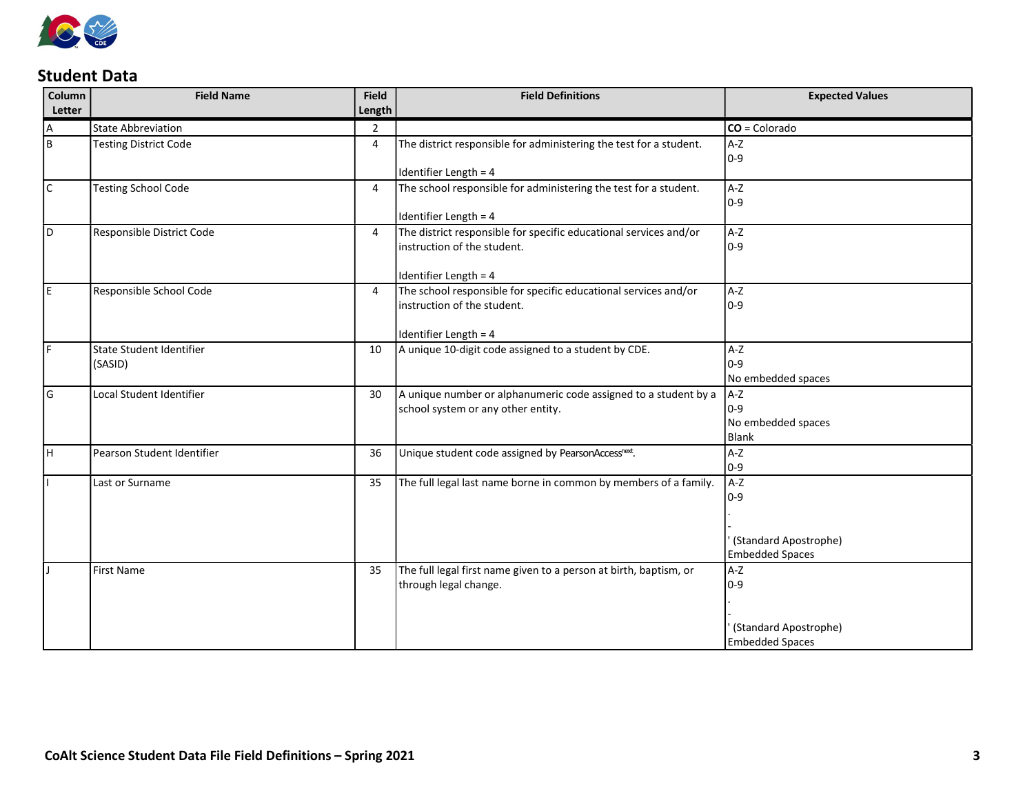## Student Data

| Column Letter | Field Name | Field Length | Field Definitions | Expected Values |
|---|---|---|---|---|
| A | State Abbreviation | 2 | | **CO** = Colorado |
| B | Testing District Code | 4 | The district responsible for administering the test for a student.<br><br>Identifier Length = 4 | A-Z<br>0-9 |
| C | Testing School Code | 4 | The school responsible for administering the test for a student.<br><br>Identifier Length = 4 | A-Z<br>0-9 |
| D | Responsible District Code | 4 | The district responsible for specific educational services and/or instruction of the student.<br><br>Identifier Length = 4 | A-Z<br>0-9 |
| E | Responsible School Code | 4 | The school responsible for specific educational services and/or instruction of the student.<br><br>Identifier Length = 4 | A-Z<br>0-9 |
| F | State Student Identifier (SASID) | 10 | A unique 10-digit code assigned to a student by CDE. | A-Z<br>0-9<br>No embedded spaces |
| G | Local Student Identifier | 30 | A unique number or alphanumeric code assigned to a student by a school system or any other entity. | A-Z<br>0-9<br>No embedded spaces<br>Blank |
| H | Pearson Student Identifier | 36 | Unique student code assigned by PearsonAccess[next]. | A-Z<br>0-9 |
| I | Last or Surname | 35 | The full legal last name borne in common by members of a family. | A-Z<br>0-9<br>.<br>-<br>' (Standard Apostrophe)<br>Embedded Spaces |
| J | First Name | 35 | The full legal first name given to a person at birth, baptism, or through legal change. | A-Z<br>0-9<br>.<br>-<br>' (Standard Apostrophe)<br>Embedded Spaces |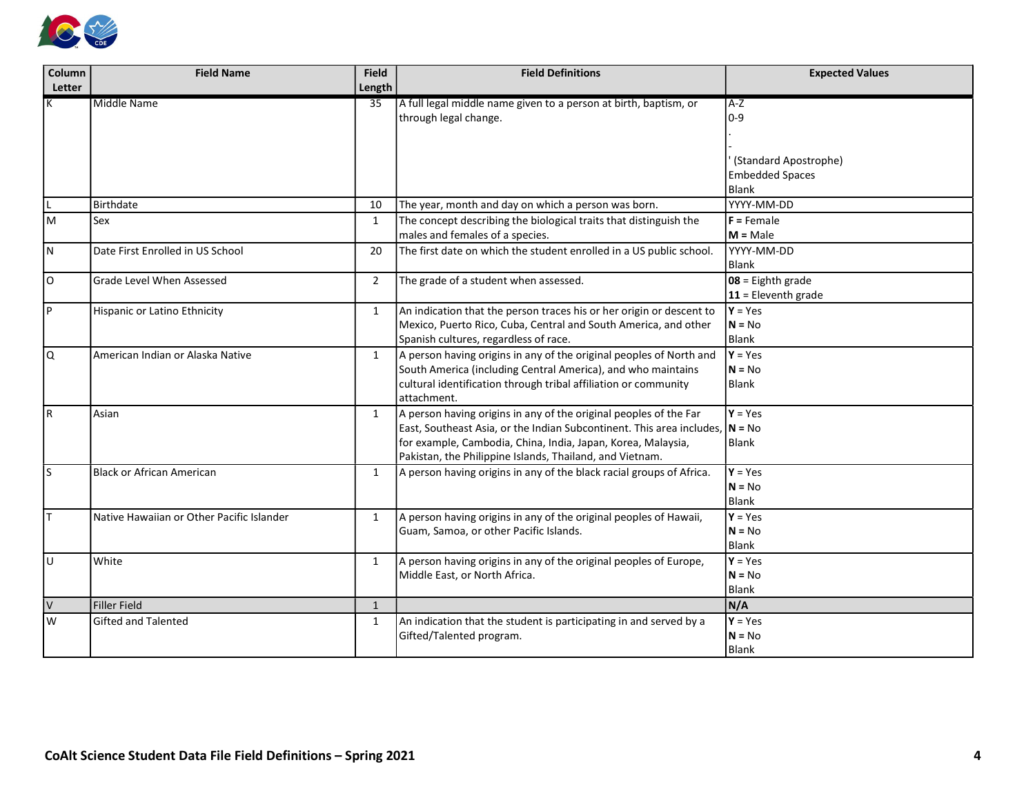| Column Letter | Field Name | Field Length | Field Definitions | Expected Values |
|---|---|---|---|---|
| K | Middle Name | 35 | A full legal middle name given to a person at birth, baptism, or through legal change. | A-Z<br>0-9<br>.<br>-<br>' (Standard Apostrophe)<br>Embedded Spaces<br>Blank |
| L | Birthdate | 10 | The year, month and day on which a person was born. | YYYY-MM-DD |
| M | Sex | 1 | The concept describing the biological traits that distinguish the males and females of a species. | **F** = Female<br>**M** = Male |
| N | Date First Enrolled in US School | 20 | The first date on which the student enrolled in a US public school. | YYYY-MM-DD<br>Blank |
| O | Grade Level When Assessed | 2 | The grade of a student when assessed. | **08** = Eighth grade<br>**11** = Eleventh grade |
| P | Hispanic or Latino Ethnicity | 1 | An indication that the person traces his or her origin or descent to Mexico, Puerto Rico, Cuba, Central and South America, and other Spanish cultures, regardless of race. | **Y** = Yes<br>**N** = No<br>Blank |
| Q | American Indian or Alaska Native | 1 | A person having origins in any of the original peoples of North and South America (including Central America), and who maintains cultural identification through tribal affiliation or community attachment. | **Y** = Yes<br>**N** = No<br>Blank |
| R | Asian | 1 | A person having origins in any of the original peoples of the Far East, Southeast Asia, or the Indian Subcontinent. This area includes, for example, Cambodia, China, India, Japan, Korea, Malaysia, Pakistan, the Philippine Islands, Thailand, and Vietnam. | **Y** = Yes<br>**N** = No<br>Blank |
| S | Black or African American | 1 | A person having origins in any of the black racial groups of Africa. | **Y** = Yes<br>**N** = No<br>Blank |
| T | Native Hawaiian or Other Pacific Islander | 1 | A person having origins in any of the original peoples of Hawaii, Guam, Samoa, or other Pacific Islands. | **Y** = Yes<br>**N** = No<br>Blank |
| U | White | 1 | A person having origins in any of the original peoples of Europe, Middle East, or North Africa. | **Y** = Yes<br>**N** = No<br>Blank |
| V | Filler Field | 1 | | **N/A** |
| W | Gifted and Talented | 1 | An indication that the student is participating in and served by a Gifted/Talented program. | **Y** = Yes<br>**N** = No<br>Blank |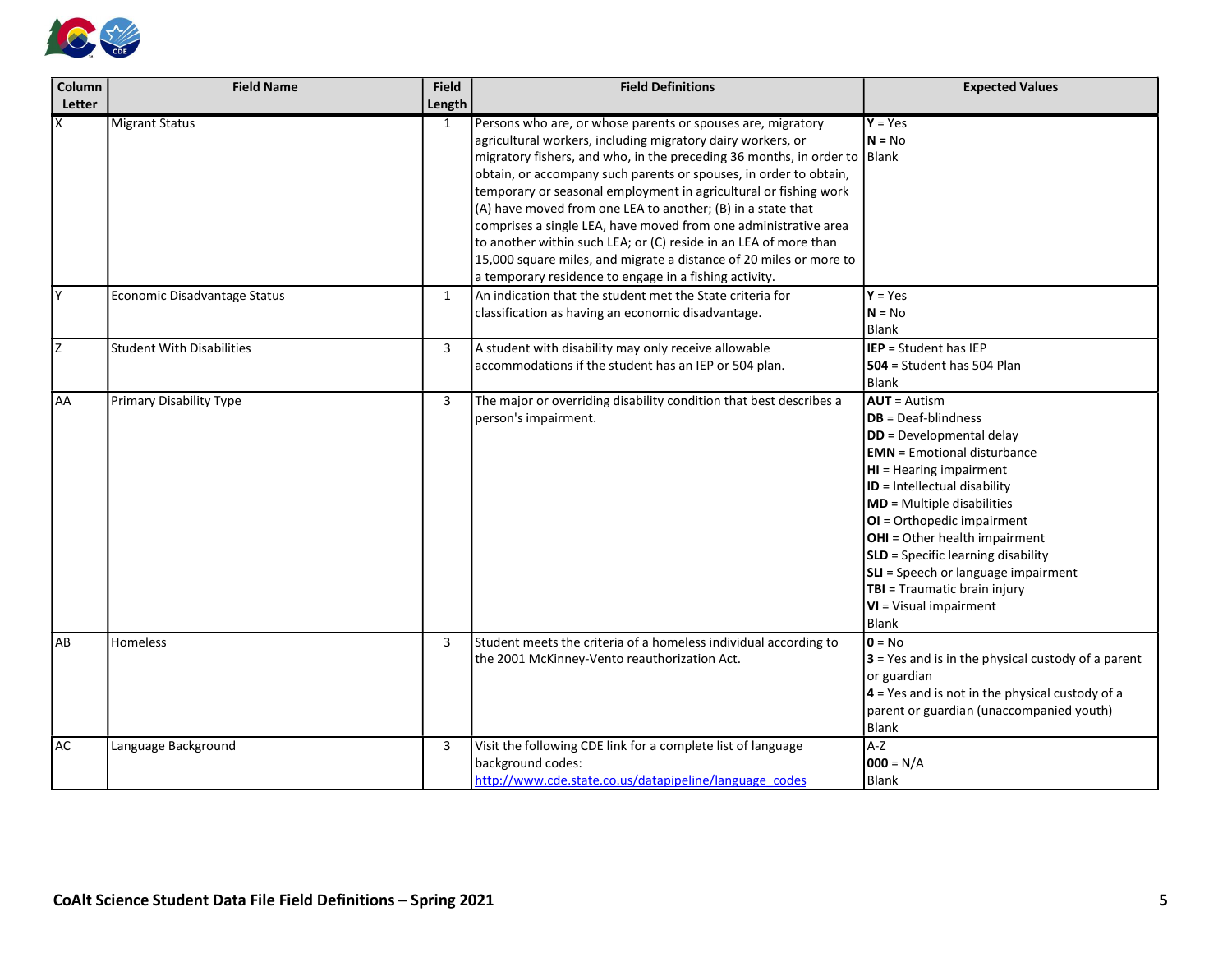| Column Letter | Field Name | Field Length | Field Definitions | Expected Values |
|---|---|---|---|---|
| X | Migrant Status | 1 | Persons who are, or whose parents or spouses are, migratory agricultural workers, including migratory dairy workers, or migratory fishers, and who, in the preceding 36 months, in order to obtain, or accompany such parents or spouses, in order to obtain, temporary or seasonal employment in agricultural or fishing work (A) have moved from one LEA to another; (B) in a state that comprises a single LEA, have moved from one administrative area to another within such LEA; or (C) reside in an LEA of more than 15,000 square miles, and migrate a distance of 20 miles or more to a temporary residence to engage in a fishing activity. | **Y** = Yes<br>**N** = No<br>Blank |
| Y | Economic Disadvantage Status | 1 | An indication that the student met the State criteria for classification as having an economic disadvantage. | **Y** = Yes<br>**N** = No<br>Blank |
| Z | Student With Disabilities | 3 | A student with disability may only receive allowable accommodations if the student has an IEP or 504 plan. | **IEP** = Student has IEP<br>**504** = Student has 504 Plan<br>Blank |
| AA | Primary Disability Type | 3 | The major or overriding disability condition that best describes a person's impairment. | **AUT** = Autism<br>**DB** = Deaf-blindness<br>**DD** = Developmental delay<br>**EMN** = Emotional disturbance<br>**HI** = Hearing impairment<br>**ID** = Intellectual disability<br>**MD** = Multiple disabilities<br>**OI** = Orthopedic impairment<br>**OHI** = Other health impairment<br>**SLD** = Specific learning disability<br>**SLI** = Speech or language impairment<br>**TBI** = Traumatic brain injury<br>**VI** = Visual impairment<br>Blank |
| AB | Homeless | 3 | Student meets the criteria of a homeless individual according to the 2001 McKinney-Vento reauthorization Act. | **0** = No<br>**3** = Yes and is in the physical custody of a parent or guardian<br>**4** = Yes and is not in the physical custody of a parent or guardian (unaccompanied youth)<br>Blank |
| AC | Language Background | 3 | Visit the following CDE link for a complete list of language background codes:<br>[http://www.cde.state.co.us/datapipeline/language_codes](http://www.cde.state.co.us/datapipeline/language_codes) | A-Z<br>**000** = N/A<br>Blank |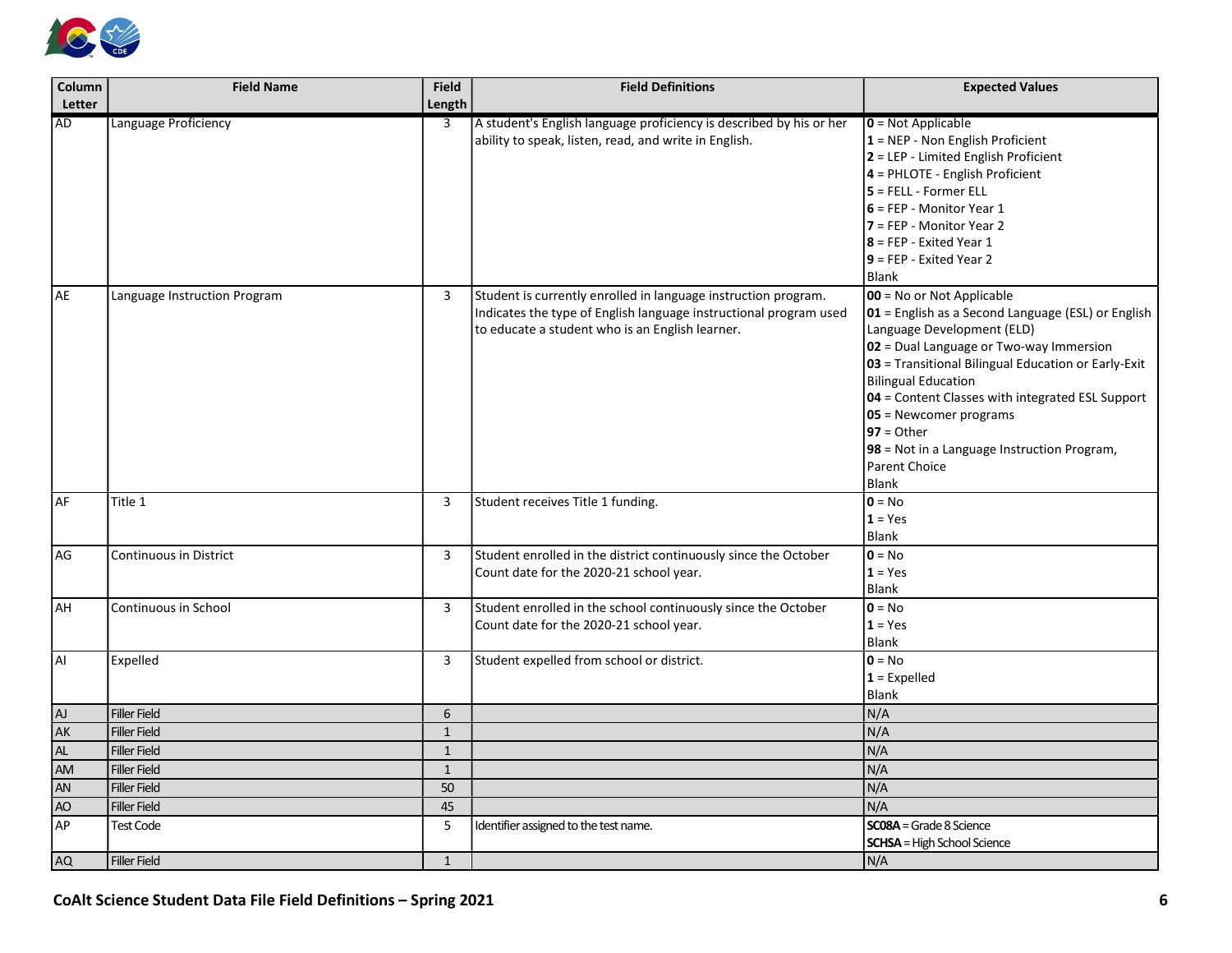| Column Letter | Field Name | Field Length | Field Definitions | Expected Values |
|---|---|---|---|---|
| AD | Language Proficiency | 3 | A student's English language proficiency is described by his or her ability to speak, listen, read, and write in English. | **0** = Not Applicable<br>**1** = NEP - Non English Proficient<br>**2** = LEP - Limited English Proficient<br>**4** = PHLOTE - English Proficient<br>**5** = FELL - Former ELL<br>**6** = FEP - Monitor Year 1<br>**7** = FEP - Monitor Year 2<br>**8** = FEP - Exited Year 1<br>**9** = FEP - Exited Year 2<br>Blank |
| AE | Language Instruction Program | 3 | Student is currently enrolled in language instruction program. Indicates the type of English language instructional program used to educate a student who is an English learner. | **00** = No or Not Applicable<br>**01** = English as a Second Language (ESL) or English Language Development (ELD)<br>**02** = Dual Language or Two-way Immersion<br>**03** = Transitional Bilingual Education or Early-Exit Bilingual Education<br>**04** = Content Classes with integrated ESL Support<br>**05** = Newcomer programs<br>**97** = Other<br>**98** = Not in a Language Instruction Program, Parent Choice<br>Blank |
| AF | Title 1 | 3 | Student receives Title 1 funding. | **0** = No<br>**1** = Yes<br>Blank |
| AG | Continuous in District | 3 | Student enrolled in the district continuously since the October Count date for the 2020-21 school year. | **0** = No<br>**1** = Yes<br>Blank |
| AH | Continuous in School | 3 | Student enrolled in the school continuously since the October Count date for the 2020-21 school year. | **0** = No<br>**1** = Yes<br>Blank |
| AI | Expelled | 3 | Student expelled from school or district. | **0** = No<br>**1** = Expelled<br>Blank |
| AJ | Filler Field | 6 | | N/A |
| AK | Filler Field | 1 | | N/A |
| AL | Filler Field | 1 | | N/A |
| AM | Filler Field | 1 | | N/A |
| AN | Filler Field | 50 | | N/A |
| AO | Filler Field | 45 | | N/A |
| AP | Test Code | 5 | Identifier assigned to the test name. | **SC08A** = Grade 8 Science<br>**SCHSA** = High School Science |
| AQ | Filler Field | 1 | | N/A |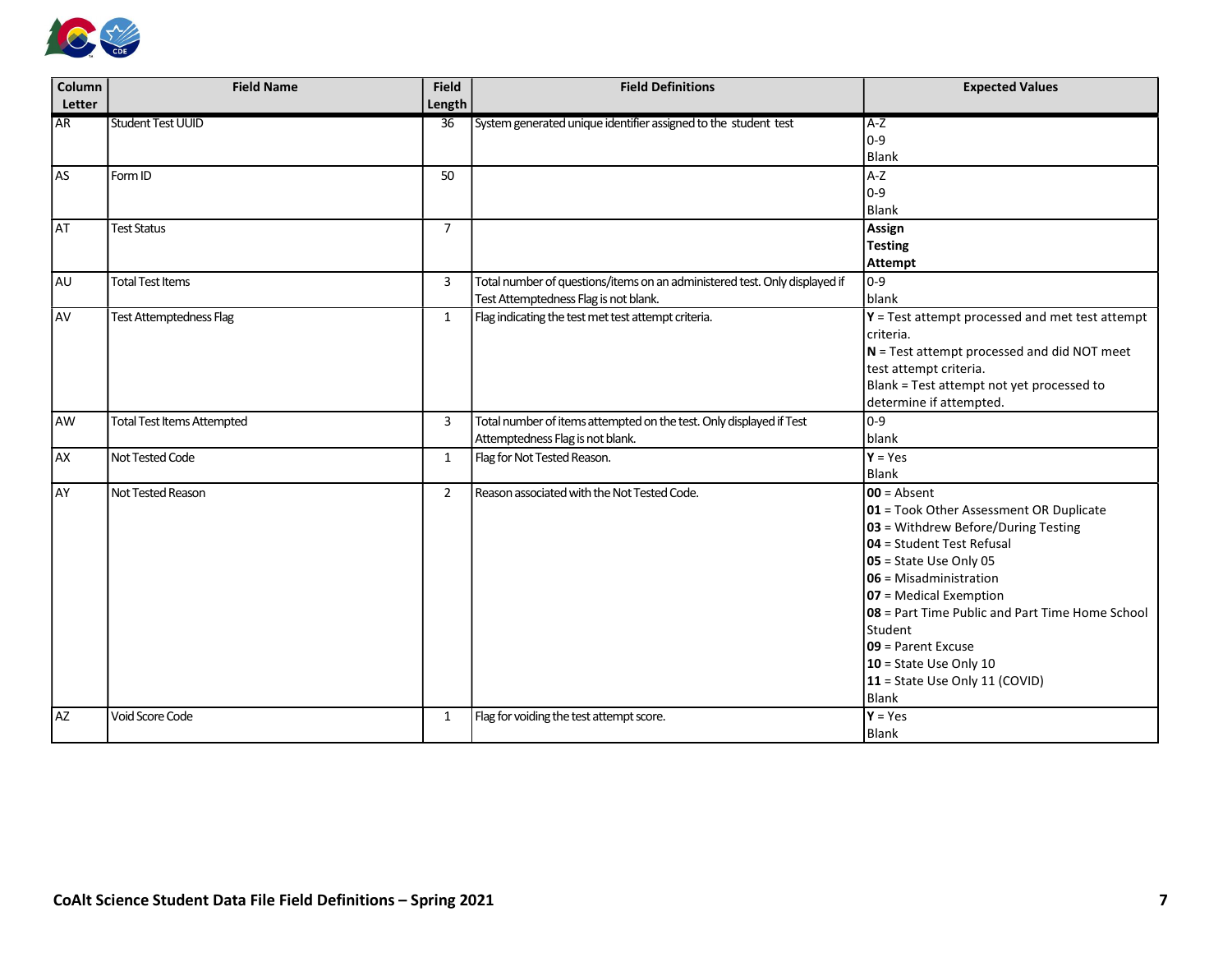| Column Letter | Field Name | Field Length | Field Definitions | Expected Values |
|---|---|---|---|---|
| AR | Student Test UUID | 36 | System generated unique identifier assigned to the student test | A-Z<br>0-9<br>Blank |
| AS | Form ID | 50 | | A-Z<br>0-9<br>Blank |
| AT | Test Status | 7 | | **Assign**<br>**Testing**<br>**Attempt** |
| AU | Total Test Items | 3 | Total number of questions/items on an administered test. Only displayed if Test Attemptedness Flag is not blank. | 0-9<br>blank |
| AV | Test Attemptedness Flag | 1 | Flag indicating the test met test attempt criteria. | **Y** = Test attempt processed and met test attempt criteria.<br>**N** = Test attempt processed and did NOT meet test attempt criteria.<br>Blank = Test attempt not yet processed to determine if attempted. |
| AW | Total Test Items Attempted | 3 | Total number of items attempted on the test. Only displayed if Test Attemptedness Flag is not blank. | 0-9<br>blank |
| AX | Not Tested Code | 1 | Flag for Not Tested Reason. | **Y** = Yes<br>Blank |
| AY | Not Tested Reason | 2 | Reason associated with the Not Tested Code. | **00** = Absent<br>**01** = Took Other Assessment OR Duplicate<br>**03** = Withdrew Before/During Testing<br>**04** = Student Test Refusal<br>**05** = State Use Only 05<br>**06** = Misadministration<br>**07** = Medical Exemption<br>**08** = Part Time Public and Part Time Home School Student<br>**09** = Parent Excuse<br>**10** = State Use Only 10<br>**11** = State Use Only 11 (COVID)<br>Blank |
| AZ | Void Score Code | 1 | Flag for voiding the test attempt score. | **Y** = Yes<br>Blank |

**CoAlt Science Student Data File Field Definitions – Spring 2021**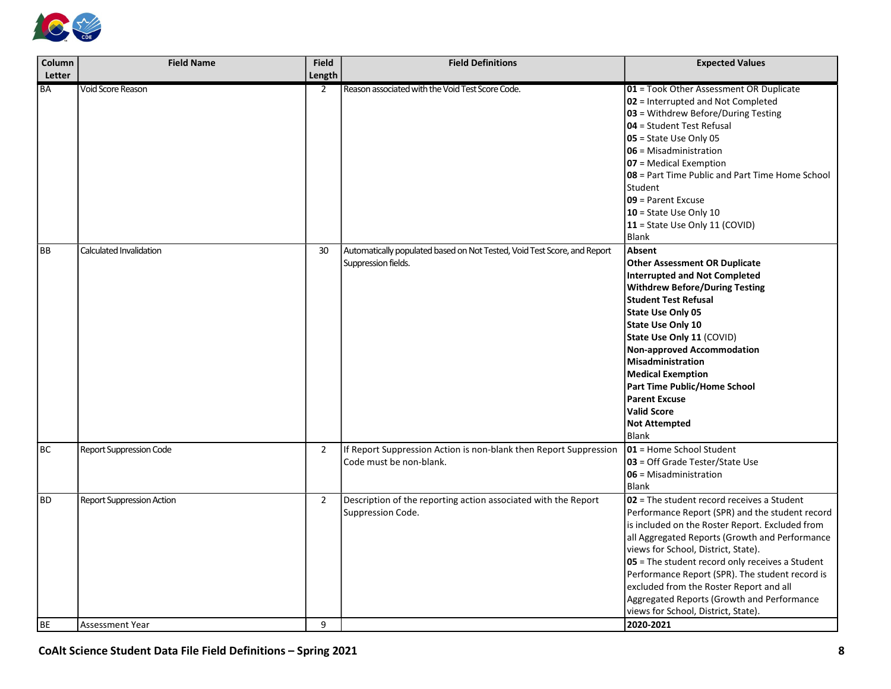| Column Letter | Field Name | Field Length | Field Definitions | Expected Values |
|---|---|---|---|---|
| BA | Void Score Reason | 2 | Reason associated with the Void Test Score Code. | **01** = Took Other Assessment OR Duplicate<br>**02** = Interrupted and Not Completed<br>**03** = Withdrew Before/During Testing<br>**04** = Student Test Refusal<br>**05** = State Use Only 05<br>**06** = Misadministration<br>**07** = Medical Exemption<br>**08** = Part Time Public and Part Time Home School Student<br>**09** = Parent Excuse<br>**10** = State Use Only 10<br>**11** = State Use Only 11 (COVID)<br>Blank |
| BB | Calculated Invalidation | 30 | Automatically populated based on Not Tested, Void Test Score, and Report Suppression fields. | **Absent**<br>**Other Assessment OR Duplicate**<br>**Interrupted and Not Completed**<br>**Withdrew Before/During Testing**<br>**Student Test Refusal**<br>**State Use Only 05**<br>**State Use Only 10**<br>**State Use Only 11** (COVID)<br>**Non-approved Accommodation**<br>**Misadministration**<br>**Medical Exemption**<br>**Part Time Public/Home School**<br>**Parent Excuse**<br>**Valid Score**<br>**Not Attempted**<br>Blank |
| BC | Report Suppression Code | 2 | If Report Suppression Action is non-blank then Report Suppression Code must be non-blank. | **01** = Home School Student<br>**03** = Off Grade Tester/State Use<br>**06** = Misadministration<br>Blank |
| BD | Report Suppression Action | 2 | Description of the reporting action associated with the Report Suppression Code. | **02** = The student record receives a Student Performance Report (SPR) and the student record is included on the Roster Report. Excluded from all Aggregated Reports (Growth and Performance views for School, District, State).<br>**05** = The student record only receives a Student Performance Report (SPR). The student record is excluded from the Roster Report and all Aggregated Reports (Growth and Performance views for School, District, State). |
| BE | Assessment Year | 9 | | **2020-2021** |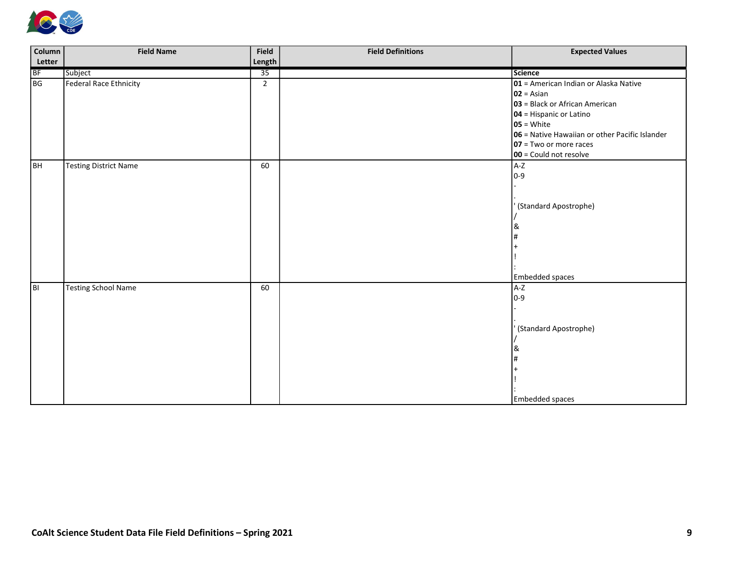| Column Letter | Field Name | Field Length | Field Definitions | Expected Values |
|---|---|---|---|---|
| BF | Subject | 35 | | **Science** |
| BG | Federal Race Ethnicity | 2 | | **01** = American Indian or Alaska Native<br>**02** = Asian<br>**03** = Black or African American<br>**04** = Hispanic or Latino<br>**05** = White<br>**06** = Native Hawaiian or other Pacific Islander<br>**07** = Two or more races<br>**00** = Could not resolve |
| BH | Testing District Name | 60 | | A-Z<br>0-9<br>-<br>.<br>' (Standard Apostrophe)<br>/<br>&<br>#<br>+<br>!<br>:<br>Embedded spaces |
| BI | Testing School Name | 60 | | A-Z<br>0-9<br>-<br>.<br>' (Standard Apostrophe)<br>/<br>&<br>#<br>+<br>!<br>:<br>Embedded spaces |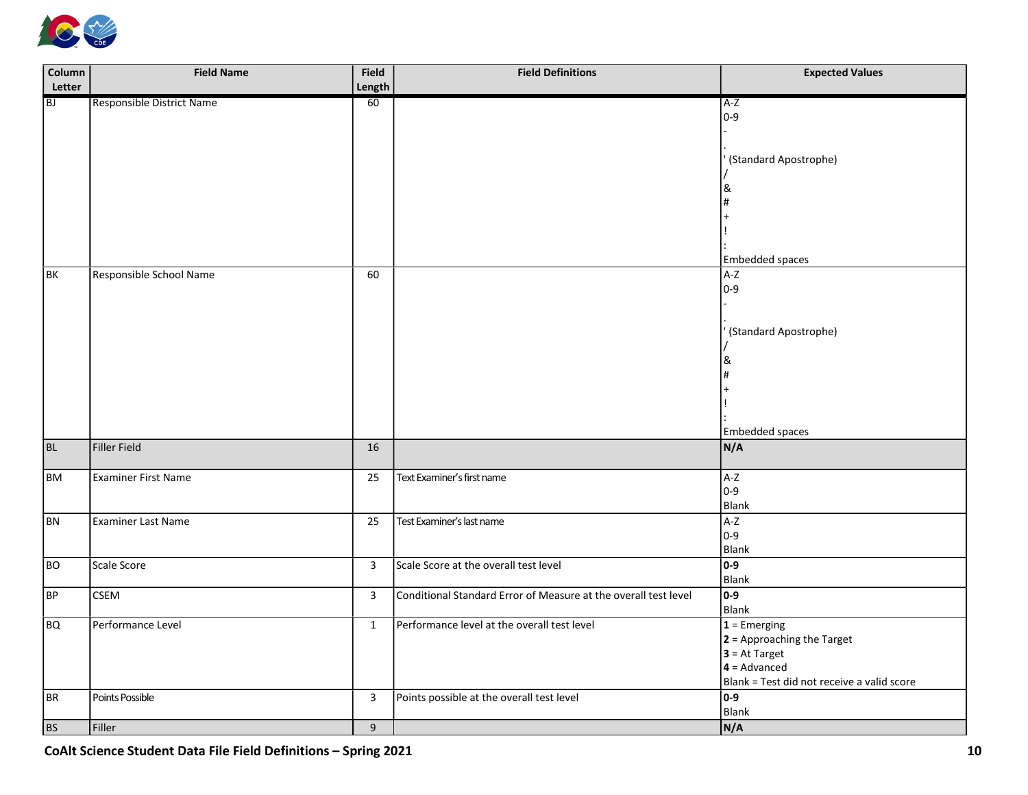| Column Letter | Field Name | Field Length | Field Definitions | Expected Values |
|---|---|---|---|---|
| BJ | Responsible District Name | 60 | | A-Z<br>0-9<br>-<br>.<br>' (Standard Apostrophe)<br>/<br>&<br>#<br>+<br>!<br>:<br>Embedded spaces |
| BK | Responsible School Name | 60 | | A-Z<br>0-9<br>-<br>.<br>' (Standard Apostrophe)<br>/<br>&<br>#<br>+<br>!<br>:<br>Embedded spaces |
| BL | Filler Field | 16 | | **N/A** |
| BM | Examiner First Name | 25 | Text Examiner's first name | A-Z<br>0-9<br>Blank |
| BN | Examiner Last Name | 25 | Test Examiner's last name | A-Z<br>0-9<br>Blank |
| BO | Scale Score | 3 | Scale Score at the overall test level | **0-9**<br>Blank |
| BP | CSEM | 3 | Conditional Standard Error of Measure at the overall test level | **0-9**<br>Blank |
| BQ | Performance Level | 1 | Performance level at the overall test level | **1** = Emerging<br>**2** = Approaching the Target<br>**3** = At Target<br>**4** = Advanced<br>Blank = Test did not receive a valid score |
| BR | Points Possible | 3 | Points possible at the overall test level | **0-9**<br>Blank |
| BS | Filler | 9 | | **N/A** |

**CoAlt Science Student Data File Field Definitions – Spring 2021**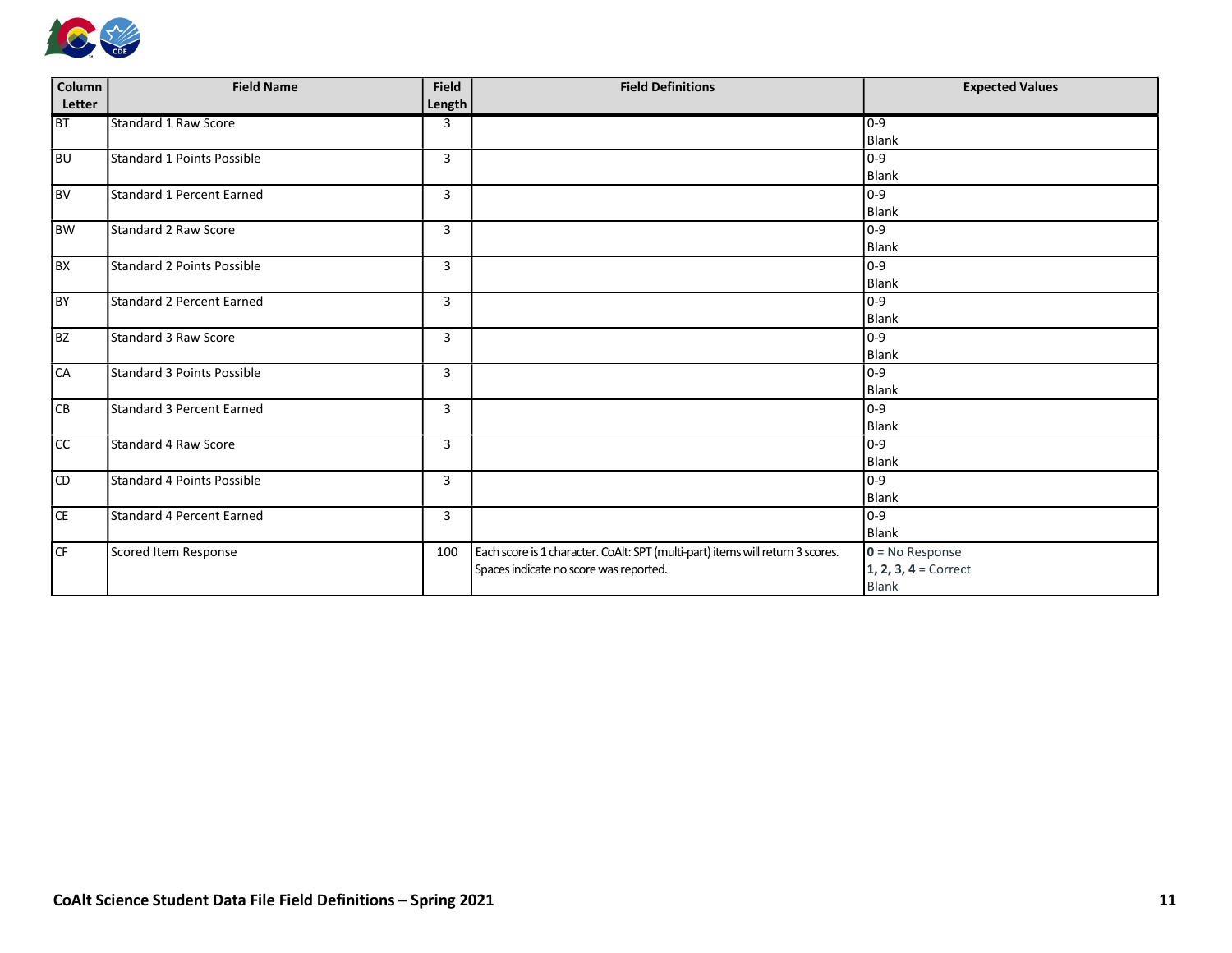| Column Letter | Field Name | Field Length | Field Definitions | Expected Values |
|---|---|---|---|---|
| BT | Standard 1 Raw Score | 3 | | 0-9<br>Blank |
| BU | Standard 1 Points Possible | 3 | | 0-9<br>Blank |
| BV | Standard 1 Percent Earned | 3 | | 0-9<br>Blank |
| BW | Standard 2 Raw Score | 3 | | 0-9<br>Blank |
| BX | Standard 2 Points Possible | 3 | | 0-9<br>Blank |
| BY | Standard 2 Percent Earned | 3 | | 0-9<br>Blank |
| BZ | Standard 3 Raw Score | 3 | | 0-9<br>Blank |
| CA | Standard 3 Points Possible | 3 | | 0-9<br>Blank |
| CB | Standard 3 Percent Earned | 3 | | 0-9<br>Blank |
| CC | Standard 4 Raw Score | 3 | | 0-9<br>Blank |
| CD | Standard 4 Points Possible | 3 | | 0-9<br>Blank |
| CE | Standard 4 Percent Earned | 3 | | 0-9<br>Blank |
| CF | Scored Item Response | 100 | Each score is 1 character. CoAlt: SPT (multi-part) items will return 3 scores. Spaces indicate no score was reported. | **0** = No Response<br>**1, 2, 3, 4** = Correct<br>Blank |